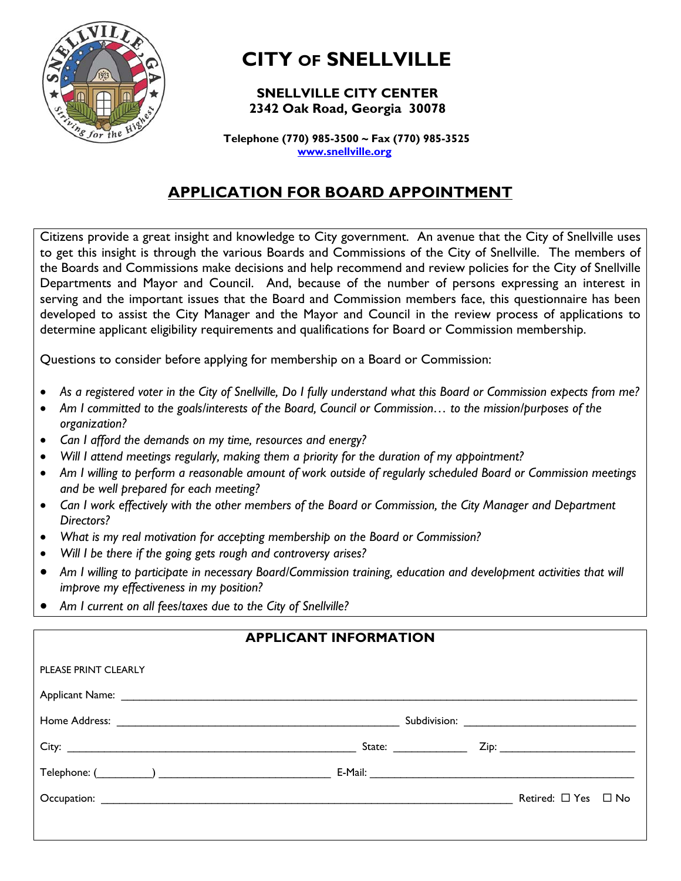# CITY OF SNELLVILLE

**SNELLVILLE CITY CENTER**
**2342 Oak Road, Georgia 30078**

**Telephone (770) 985-3500 ~ Fax (770) 985-3525**
**www.snellville.org**

## APPLICATION FOR BOARD APPOINTMENT

Citizens provide a great insight and knowledge to City government. An avenue that the City of Snellville uses to get this insight is through the various Boards and Commissions of the City of Snellville. The members of the Boards and Commissions make decisions and help recommend and review policies for the City of Snellville Departments and Mayor and Council. And, because of the number of persons expressing an interest in serving and the important issues that the Board and Commission members face, this questionnaire has been developed to assist the City Manager and the Mayor and Council in the review process of applications to determine applicant eligibility requirements and qualifications for Board or Commission membership.

Questions to consider before applying for membership on a Board or Commission:

- *As a registered voter in the City of Snellville, Do I fully understand what this Board or Commission expects from me?*
- *Am I committed to the goals/interests of the Board, Council or Commission… to the mission/purposes of the organization?*
- *Can I afford the demands on my time, resources and energy?*
- *Will I attend meetings regularly, making them a priority for the duration of my appointment?*
- *Am I willing to perform a reasonable amount of work outside of regularly scheduled Board or Commission meetings and be well prepared for each meeting?*
- *Can I work effectively with the other members of the Board or Commission, the City Manager and Department Directors?*
- *What is my real motivation for accepting membership on the Board or Commission?*
- *Will I be there if the going gets rough and controversy arises?*
- *Am I willing to participate in necessary Board/Commission training, education and development activities that will improve my effectiveness in my position?*
- *Am I current on all fees/taxes due to the City of Snellville?*

## APPLICANT INFORMATION

PLEASE PRINT CLEARLY

Applicant Name: ______________________________________________

Home Address: ______________________________ Subdivision: ____________________

City: ______________________________ State: __________ Zip: ________________

Telephone: (________) ____________________ E-Mail: ______________________________

Occupation: ______________________________________________ Retired: ☐ Yes ☐ No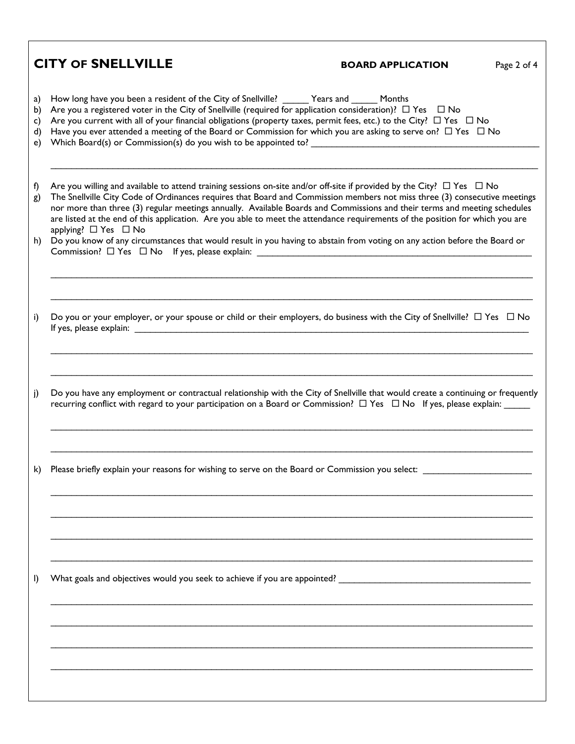# CITY OF SNELLVILLE

**BOARD APPLICATION**

a) How long have you been a resident of the City of Snellville? _____ Years and _____ Months

b) Are you a registered voter in the City of Snellville (required for application consideration)? ☐ Yes ☐ No

c) Are you current with all of your financial obligations (property taxes, permit fees, etc.) to the City? ☐ Yes ☐ No

d) Have you ever attended a meeting of the Board or Commission for which you are asking to serve on? ☐ Yes ☐ No

e) Which Board(s) or Commission(s) do you wish to be appointed to? _______________________________________________

_______________________________________________________________________________________________

f) Are you willing and available to attend training sessions on-site and/or off-site if provided by the City? ☐ Yes ☐ No

g) The Snellville City Code of Ordinances requires that Board and Commission members not miss three (3) consecutive meetings nor more than three (3) regular meetings annually. Available Boards and Commissions and their terms and meeting schedules are listed at the end of this application. Are you able to meet the attendance requirements of the position for which you are applying? ☐ Yes ☐ No

h) Do you know of any circumstances that would result in you having to abstain from voting on any action before the Board or Commission? ☐ Yes ☐ No If yes, please explain: _________________________________________________________

_______________________________________________________________________________________________

_______________________________________________________________________________________________

i) Do you or your employer, or your spouse or child or their employers, do business with the City of Snellville? ☐ Yes ☐ No If yes, please explain: ______________________________________________________________________________

_______________________________________________________________________________________________

_______________________________________________________________________________________________

j) Do you have any employment or contractual relationship with the City of Snellville that would create a continuing or frequently recurring conflict with regard to your participation on a Board or Commission? ☐ Yes ☐ No If yes, please explain: _____

_______________________________________________________________________________________________

_______________________________________________________________________________________________

k) Please briefly explain your reasons for wishing to serve on the Board or Commission you select: _____________________

_______________________________________________________________________________________________

_______________________________________________________________________________________________

_______________________________________________________________________________________________

_______________________________________________________________________________________________

l) What goals and objectives would you seek to achieve if you are appointed? ______________________________________

_______________________________________________________________________________________________

_______________________________________________________________________________________________

_______________________________________________________________________________________________

_______________________________________________________________________________________________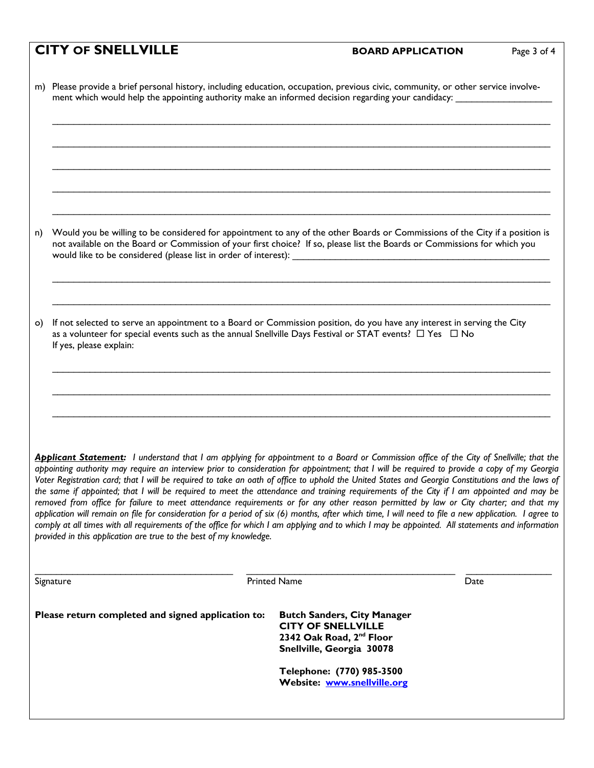# CITY OF SNELLVILLE

**BOARD APPLICATION**

m) Please provide a brief personal history, including education, occupation, previous civic, community, or other service involvement which would help the appointing authority make an informed decision regarding your candidacy: ____________________

_______________________________________________________________________________

_______________________________________________________________________________

_______________________________________________________________________________

_______________________________________________________________________________

_______________________________________________________________________________

n) Would you be willing to be considered for appointment to any of the other Boards or Commissions of the City if a position is not available on the Board or Commission of your first choice? If so, please list the Boards or Commissions for which you would like to be considered (please list in order of interest): ____________________________________________

_______________________________________________________________________________

_______________________________________________________________________________

o) If not selected to serve an appointment to a Board or Commission position, do you have any interest in serving the City as a volunteer for special events such as the annual Snellville Days Festival or STAT events? ☐ Yes ☐ No
If yes, please explain:

_______________________________________________________________________________

_______________________________________________________________________________

_______________________________________________________________________________

***Applicant Statement:*** *I understand that I am applying for appointment to a Board or Commission office of the City of Snellville; that the appointing authority may require an interview prior to consideration for appointment; that I will be required to provide a copy of my Georgia Voter Registration card; that I will be required to take an oath of office to uphold the United States and Georgia Constitutions and the laws of the same if appointed; that I will be required to meet the attendance and training requirements of the City if I am appointed and may be removed from office for failure to meet attendance requirements or for any other reason permitted by law or City charter; and that my application will remain on file for consideration for a period of six (6) months, after which time, I will need to file a new application. I agree to comply at all times with all requirements of the office for which I am applying and to which I may be appointed. All statements and information provided in this application are true to the best of my knowledge.*

| ______________________________ | ______________________________ | ______________ |
|---|---|---|
| Signature | Printed Name | Date |

**Please return completed and signed application to:**

**Butch Sanders, City Manager**
**CITY OF SNELLVILLE**
**2342 Oak Road, 2nd Floor**
**Snellville, Georgia 30078**

**Telephone: (770) 985-3500**
**Website: www.snellville.org**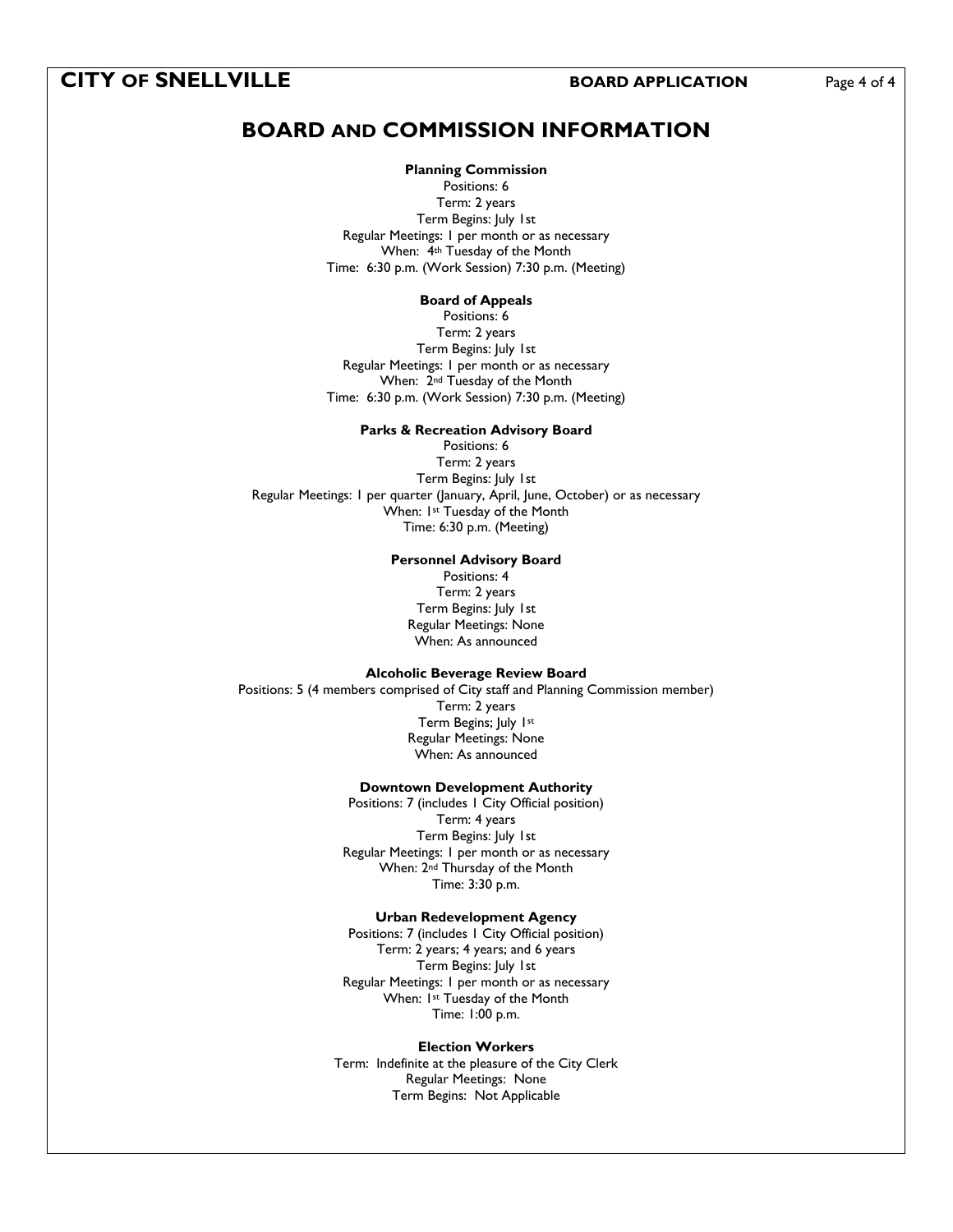# BOARD AND COMMISSION INFORMATION

**Planning Commission**
Positions: 6
Term: 2 years
Term Begins: July 1st
Regular Meetings: 1 per month or as necessary
When: 4th Tuesday of the Month
Time: 6:30 p.m. (Work Session) 7:30 p.m. (Meeting)

**Board of Appeals**
Positions: 6
Term: 2 years
Term Begins: July 1st
Regular Meetings: 1 per month or as necessary
When: 2nd Tuesday of the Month
Time: 6:30 p.m. (Work Session) 7:30 p.m. (Meeting)

**Parks & Recreation Advisory Board**
Positions: 6
Term: 2 years
Term Begins: July 1st
Regular Meetings: 1 per quarter (January, April, June, October) or as necessary
When: 1st Tuesday of the Month
Time: 6:30 p.m. (Meeting)

**Personnel Advisory Board**
Positions: 4
Term: 2 years
Term Begins: July 1st
Regular Meetings: None
When: As announced

**Alcoholic Beverage Review Board**
Positions: 5 (4 members comprised of City staff and Planning Commission member)
Term: 2 years
Term Begins; July 1st
Regular Meetings: None
When: As announced

**Downtown Development Authority**
Positions: 7 (includes 1 City Official position)
Term: 4 years
Term Begins: July 1st
Regular Meetings: 1 per month or as necessary
When: 2nd Thursday of the Month
Time: 3:30 p.m.

**Urban Redevelopment Agency**
Positions: 7 (includes 1 City Official position)
Term: 2 years; 4 years; and 6 years
Term Begins: July 1st
Regular Meetings: 1 per month or as necessary
When: 1st Tuesday of the Month
Time: 1:00 p.m.

**Election Workers**
Term: Indefinite at the pleasure of the City Clerk
Regular Meetings: None
Term Begins: Not Applicable